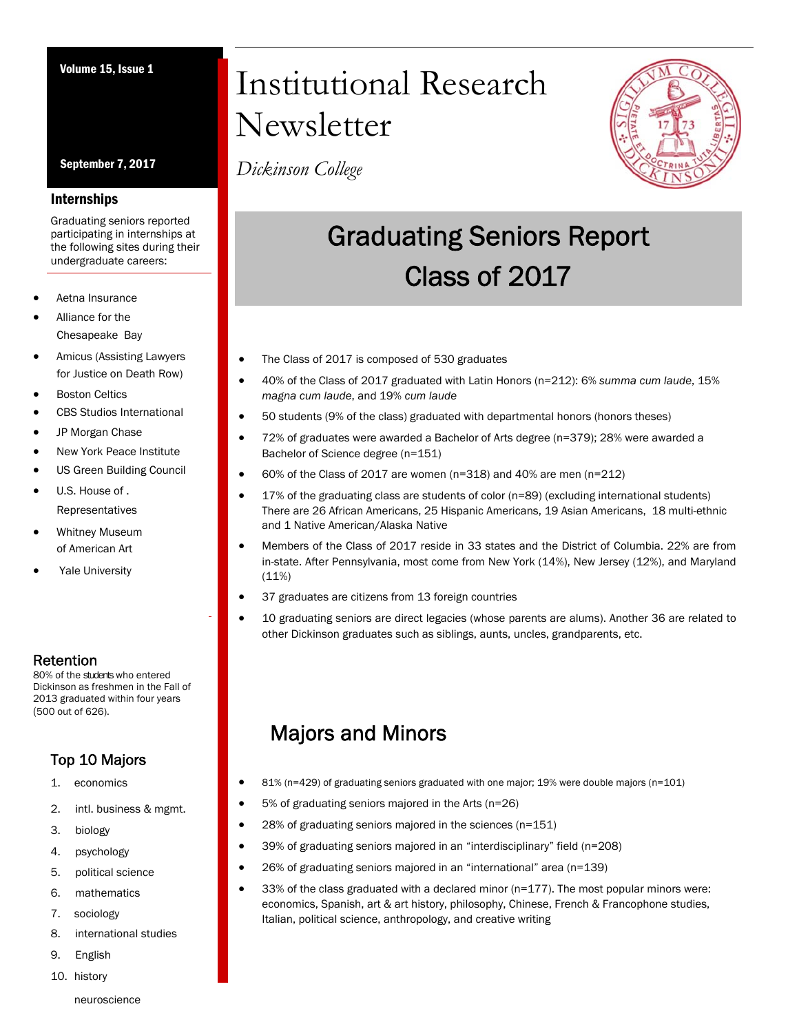# Institutional Research Newsletter

*Dickinson College*

Volume 15, Issue 1

September 7, 2017

## Graduating Seniors Report Class of 2017

- The Class of 2017 is composed of 530 graduates
- 40% of the Class of 2017 graduated with Latin Honors (n=212): 6% *summa cum laude*, 15% *magna cum laude*, and 19% *cum laude*
- 50 students (9% of the class) graduated with departmental honors (honors theses)
- 72% of graduates were awarded a Bachelor of Arts degree (n=379); 28% were awarded a Bachelor of Science degree (n=151)
- 60% of the Class of 2017 are women (n=318) and 40% are men (n=212)
- 17% of the graduating class are students of color (n=89) (excluding international students) There are 26 African Americans, 25 Hispanic Americans, 19 Asian Americans, 18 multi-ethnic and 1 Native American/Alaska Native
- Members of the Class of 2017 reside in 33 states and the District of Columbia. 22% are from in-state. After Pennsylvania, most come from New York (14%), New Jersey (12%), and Maryland (11%)
- 37 graduates are citizens from 13 foreign countries
- 10 graduating seniors are direct legacies (whose parents are alums). Another 36 are related to other Dickinson graduates such as siblings, aunts, uncles, grandparents, etc.

## Majors and Minors

- 81% (n=429) of graduating seniors graduated with one major; 19% were double majors (n=101)
- 5% of graduating seniors majored in the Arts (n=26)
- 28% of graduating seniors majored in the sciences (n=151)
- 39% of graduating seniors majored in an "interdisciplinary" field (n=208)
- 26% of graduating seniors majored in an "international" area (n=139)
- 33% of the class graduated with a declared minor (n=177). The most popular minors were: economics, Spanish, art & art history, philosophy, Chinese, French & Francophone studies, Italian, political science, anthropology, and creative writing

### Internships

Graduating seniors reported participating in internships at the following sites during their undergraduate careers:

- Aetna Insurance
- Alliance for the Chesapeake Bay
- Amicus (Assisting Lawyers for Justice on Death Row)
- Boston Celtics
- CBS Studios International
- JP Morgan Chase
- New York Peace Institute
- US Green Building Council
- U.S. House of . Representatives
- Whitney Museum of American Art
- Yale University

### Retention

80% of the students who entered Dickinson as freshmen in the Fall of 2013 graduated within four years (500 out of 626).

### Top 10 Majors

1. economics
2. intl. business & mgmt.
3. biology
4. psychology
5. political science
6. mathematics
7. sociology
8. international studies
9. English
10. history

    neuroscience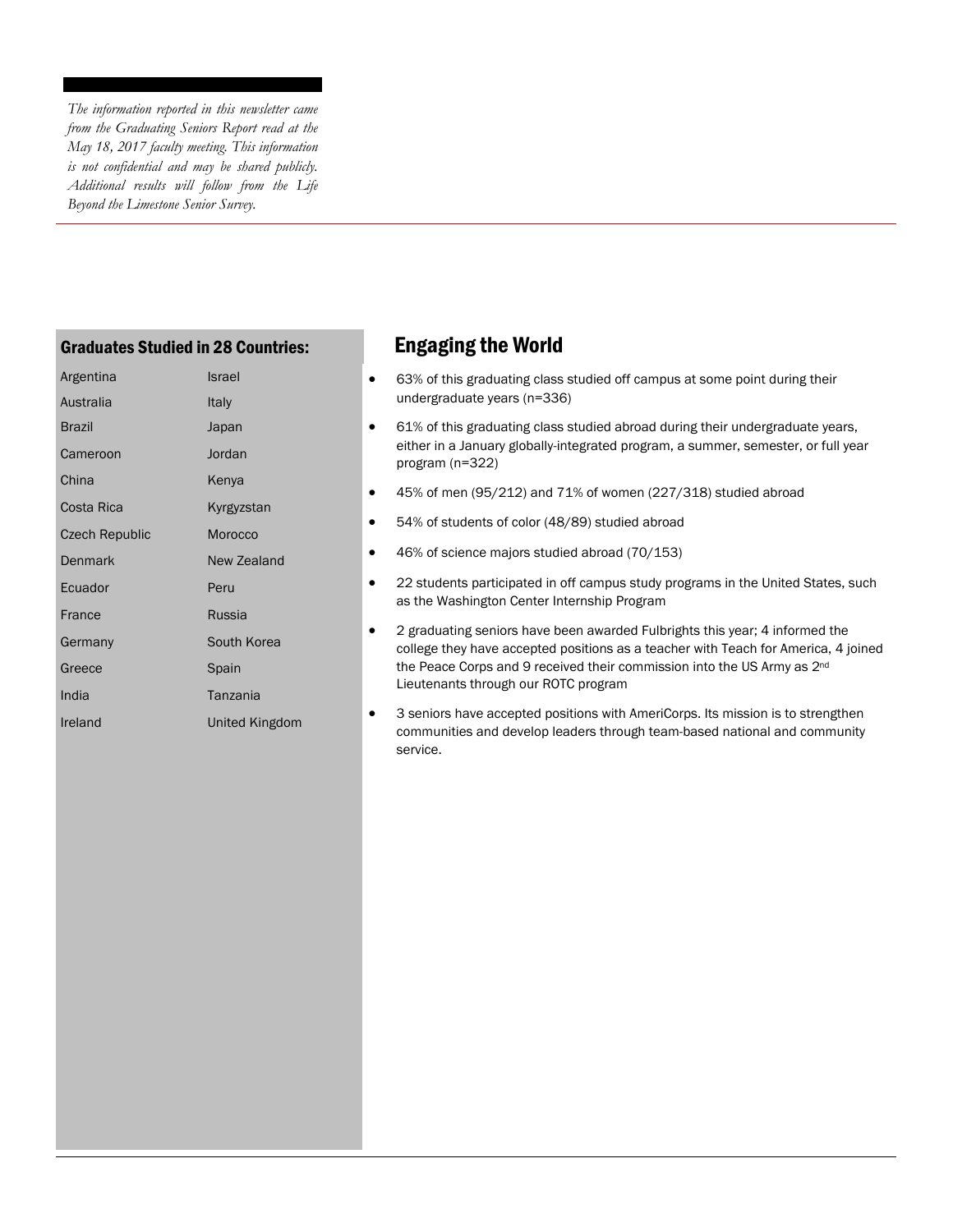*The information reported in this newsletter came from the Graduating Seniors Report read at the May 18, 2017 faculty meeting. This information is not confidential and may be shared publicly. Additional results will follow from the Life Beyond the Limestone Senior Survey.*

## Graduates Studied in 28 Countries:

| | |
|---|---|
| Argentina | Israel |
| Australia | Italy |
| Brazil | Japan |
| Cameroon | Jordan |
| China | Kenya |
| Costa Rica | Kyrgyzstan |
| Czech Republic | Morocco |
| Denmark | New Zealand |
| Ecuador | Peru |
| France | Russia |
| Germany | South Korea |
| Greece | Spain |
| India | Tanzania |
| Ireland | United Kingdom |

## Engaging the World

- 63% of this graduating class studied off campus at some point during their undergraduate years (n=336)
- 61% of this graduating class studied abroad during their undergraduate years, either in a January globally-integrated program, a summer, semester, or full year program (n=322)
- 45% of men (95/212) and 71% of women (227/318) studied abroad
- 54% of students of color (48/89) studied abroad
- 46% of science majors studied abroad (70/153)
- 22 students participated in off campus study programs in the United States, such as the Washington Center Internship Program
- 2 graduating seniors have been awarded Fulbrights this year; 4 informed the college they have accepted positions as a teacher with Teach for America, 4 joined the Peace Corps and 9 received their commission into the US Army as 2nd Lieutenants through our ROTC program
- 3 seniors have accepted positions with AmeriCorps. Its mission is to strengthen communities and develop leaders through team-based national and community service.